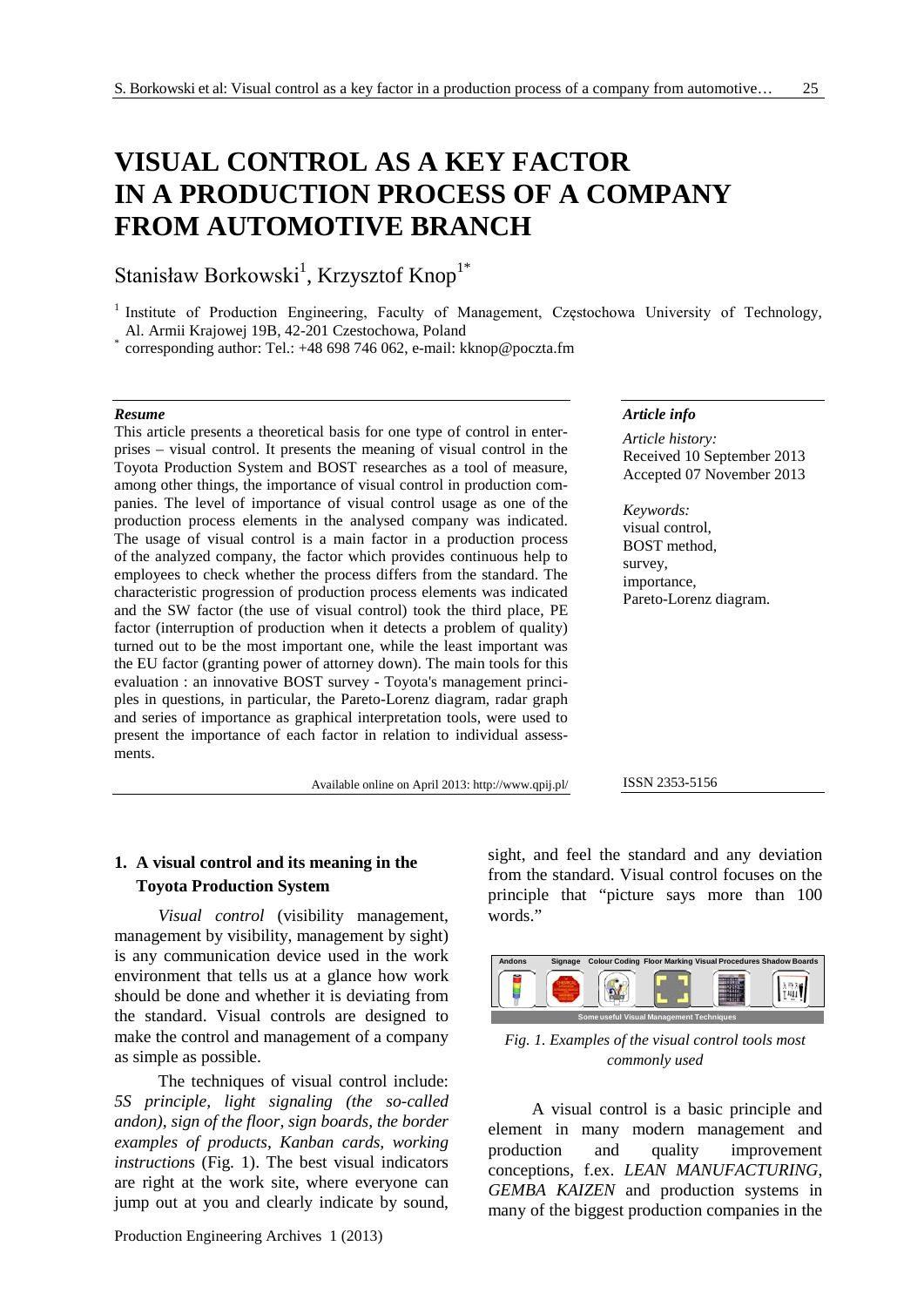# VISUAL CONTROL AS A KEY FACTOR IN A PRODUCTION PROCESS OF A COMPANY FROM AUTOMOTIVE BRANCH

Stanisław Borkowski[1], Krzysztof Knop[1*]

[1] Institute of Production Engineering, Faculty of Management, Częstochowa University of Technology, Al. Armii Krajowej 19B, 42-201 Czestochowa, Poland

[*] corresponding author: Tel.: +48 698 746 062, e-mail: kknop@poczta.fm

***Resume***

This article presents a theoretical basis for one type of control in enterprises – visual control. It presents the meaning of visual control in the Toyota Production System and BOST researches as a tool of measure, among other things, the importance of visual control in production companies. The level of importance of visual control usage as one of the production process elements in the analysed company was indicated. The usage of visual control is a main factor in a production process of the analyzed company, the factor which provides continuous help to employees to check whether the process differs from the standard. The characteristic progression of production process elements was indicated and the SW factor (the use of visual control) took the third place, PE factor (interruption of production when it detects a problem of quality) turned out to be the most important one, while the least important was the EU factor (granting power of attorney down). The main tools for this evaluation : an innovative BOST survey - Toyota's management principles in questions, in particular, the Pareto-Lorenz diagram, radar graph and series of importance as graphical interpretation tools, were used to present the importance of each factor in relation to individual assessments.

Available online on April 2013: http://www.qpij.pl/

***Article info***

*Article history:*
Received 10 September 2013
Accepted 07 November 2013

*Keywords:*
visual control,
BOST method,
survey,
importance,
Pareto-Lorenz diagram.

ISSN 2353-5156

## 1. A visual control and its meaning in the Toyota Production System

*Visual control* (visibility management, management by visibility, management by sight) is any communication device used in the work environment that tells us at a glance how work should be done and whether it is deviating from the standard. Visual controls are designed to make the control and management of a company as simple as possible.

The techniques of visual control include: *5S principle, light signaling (the so-called andon), sign of the floor, sign boards, the border examples of products, Kanban cards, working instruction*s (Fig. 1). The best visual indicators are right at the work site, where everyone can jump out at you and clearly indicate by sound, sight, and feel the standard and any deviation from the standard. Visual control focuses on the principle that "picture says more than 100 words."

*Fig. 1. Examples of the visual control tools most commonly used*

A visual control is a basic principle and element in many modern management and production and quality improvement conceptions, f.ex. *LEAN MANUFACTURING*, *GEMBA KAIZEN* and production systems in many of the biggest production companies in the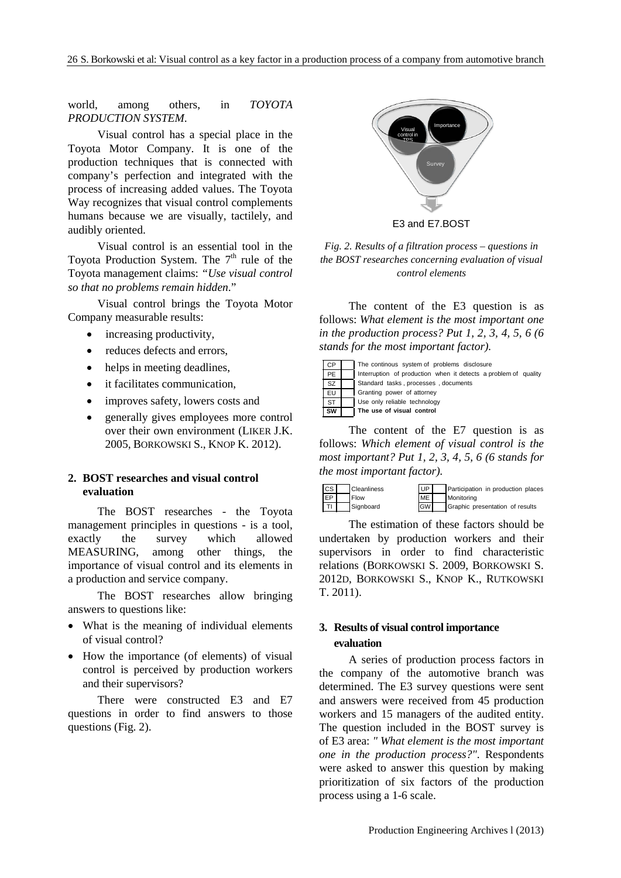world, among others, in *TOYOTA PRODUCTION SYSTEM*.

Visual control has a special place in the Toyota Motor Company. It is one of the production techniques that is connected with company's perfection and integrated with the process of increasing added values. The Toyota Way recognizes that visual control complements humans because we are visually, tactilely, and audibly oriented.

Visual control is an essential tool in the Toyota Production System. The 7th rule of the Toyota management claims: "*Use visual control so that no problems remain hidden*."

Visual control brings the Toyota Motor Company measurable results:

- increasing productivity,
- reduces defects and errors,
- helps in meeting deadlines,
- it facilitates communication,
- improves safety, lowers costs and
- generally gives employees more control over their own environment (LIKER J.K. 2005, BORKOWSKI S., KNOP K. 2012).

## 2. BOST researches and visual control evaluation

The BOST researches - the Toyota management principles in questions - is a tool, exactly the survey which allowed MEASURING, among other things, the importance of visual control and its elements in a production and service company.

The BOST researches allow bringing answers to questions like:

- What is the meaning of individual elements of visual control?
- How the importance (of elements) of visual control is perceived by production workers and their supervisors?

There were constructed E3 and E7 questions in order to find answers to those questions (Fig. 2).

Visual control in TPS | Importance | Survey

E3 and E7.BOST

*Fig. 2. Results of a filtration process – questions in the BOST researches concerning evaluation of visual control elements*

The content of the E3 question is as follows: *What element is the most important one in the production process? Put 1, 2, 3, 4, 5, 6 (6 stands for the most important factor).*

| | | |
|---|---|---|
| CP | | The continous system of problems disclosure |
| PE | | Interruption of production when it detects a problem of quality |
| SZ | | Standard tasks , processes , documents |
| EU | | Granting power of attorney |
| ST | | Use only reliable technology |
| **SW** | | **The use of visual control** |

The content of the E7 question is as follows: *Which element of visual control is the most important? Put 1, 2, 3, 4, 5, 6 (6 stands for the most important factor).*

| | | | | | |
|---|---|---|---|---|---|
| CS | | Cleanliness | UP | | Participation in production places |
| EP | | Flow | ME | | Monitoring |
| TI | | Signboard | GW | | Graphic presentation of results |

The estimation of these factors should be undertaken by production workers and their supervisors in order to find characteristic relations (BORKOWSKI S. 2009, BORKOWSKI S. 2012D, BORKOWSKI S., KNOP K., RUTKOWSKI T. 2011).

## 3. Results of visual control importance evaluation

A series of production process factors in the company of the automotive branch was determined. The E3 survey questions were sent and answers were received from 45 production workers and 15 managers of the audited entity. The question included in the BOST survey is of E3 area: *" What element is the most important one in the production process?"*. Respondents were asked to answer this question by making prioritization of six factors of the production process using a 1-6 scale.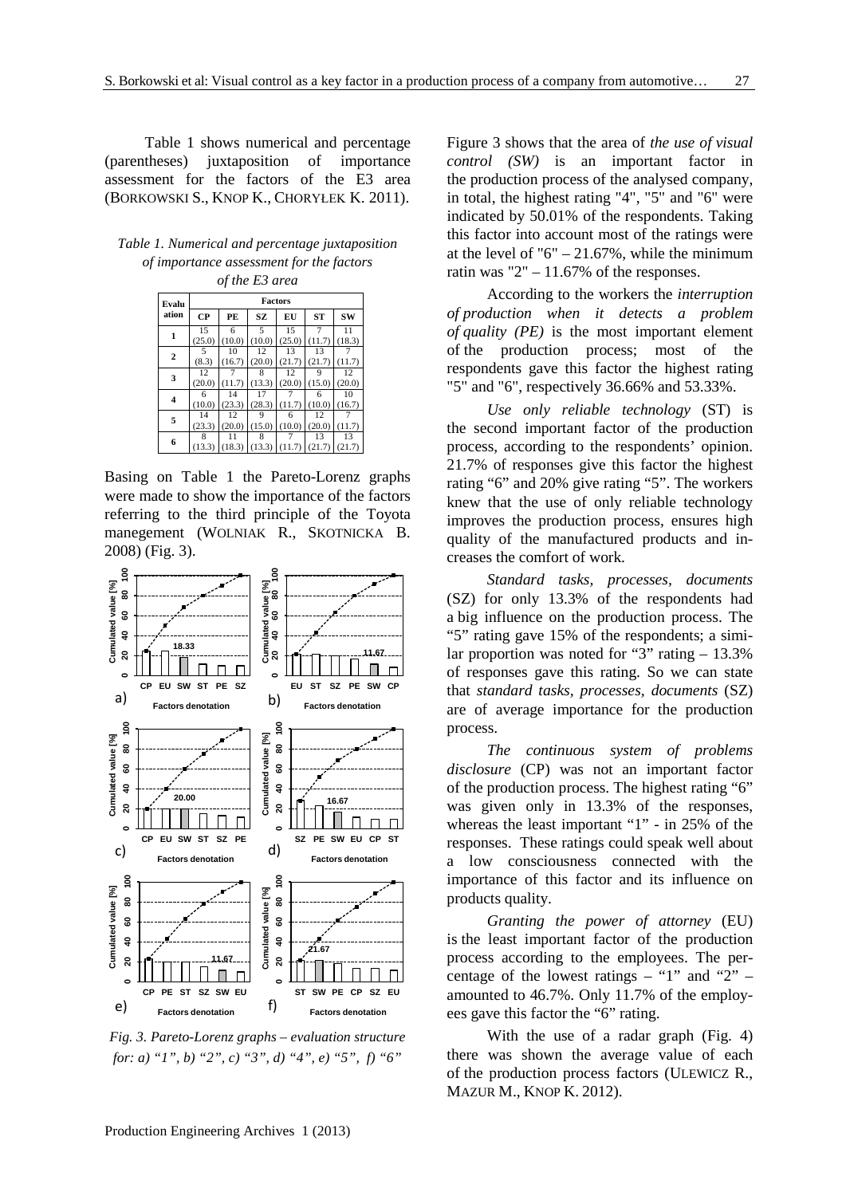Table 1 shows numerical and percentage (parentheses) juxtaposition of importance assessment for the factors of the E3 area (BORKOWSKI S., KNOP K., CHORYŁEK K. 2011).

*Table 1. Numerical and percentage juxtaposition of importance assessment for the factors of the E3 area*

| Evaluation | Factors | | | | | |
|---|---|---|---|---|---|---|
| | CP | PE | SZ | EU | ST | SW |
| 1 | 15 (25.0) | 6 (10.0) | 5 (10.0) | 15 (25.0) | 7 (11.7) | 11 (18.3) |
| 2 | 5 (8.3) | 10 (16.7) | 12 (20.0) | 13 (21.7) | 13 (21.7) | 7 (11.7) |
| 3 | 12 (20.0) | 7 (11.7) | 8 (13.3) | 12 (20.0) | 9 (15.0) | 12 (20.0) |
| 4 | 6 (10.0) | 14 (23.3) | 17 (28.3) | 7 (11.7) | 6 (10.0) | 10 (16.7) |
| 5 | 14 (23.3) | 12 (20.0) | 9 (15.0) | 6 (10.0) | 12 (20.0) | 7 (11.7) |
| 6 | 8 (13.3) | 11 (18.3) | 8 (13.3) | 7 (11.7) | 13 (21.7) | 13 (21.7) |

Basing on Table 1 the Pareto-Lorenz graphs were made to show the importance of the factors referring to the third principle of the Toyota manegement (WOLNIAK R., SKOTNICKA B. 2008) (Fig. 3).

*Fig. 3. Pareto-Lorenz graphs – evaluation structure for: a) "1", b) "2", c) "3", d) "4", e) "5", f) "6"*

Figure 3 shows that the area of *the use of visual control (SW)* is an important factor in the production process of the analysed company, in total, the highest rating "4", "5" and "6" were indicated by 50.01% of the respondents. Taking this factor into account most of the ratings were at the level of "6" – 21.67%, while the minimum ratin was "2" – 11.67% of the responses.

According to the workers the *interruption of production when it detects a problem of quality (PE)* is the most important element of the production process; most of the respondents gave this factor the highest rating "5" and "6", respectively 36.66% and 53.33%.

*Use only reliable technology* (ST) is the second important factor of the production process, according to the respondents' opinion. 21.7% of responses give this factor the highest rating "6" and 20% give rating "5". The workers knew that the use of only reliable technology improves the production process, ensures high quality of the manufactured products and increases the comfort of work.

*Standard tasks, processes, documents* (SZ) for only 13.3% of the respondents had a big influence on the production process. The "5" rating gave 15% of the respondents; a similar proportion was noted for "3" rating – 13.3% of responses gave this rating. So we can state that *standard tasks, processes, documents* (SZ) are of average importance for the production process.

*The continuous system of problems disclosure* (CP) was not an important factor of the production process. The highest rating "6" was given only in 13.3% of the responses, whereas the least important "1" - in 25% of the responses. These ratings could speak well about a low consciousness connected with the importance of this factor and its influence on products quality.

*Granting the power of attorney* (EU) is the least important factor of the production process according to the employees. The percentage of the lowest ratings – "1" and "2" – amounted to 46.7%. Only 11.7% of the employees gave this factor the "6" rating.

With the use of a radar graph (Fig. 4) there was shown the average value of each of the production process factors (ULEWICZ R., MAZUR M., KNOP K. 2012).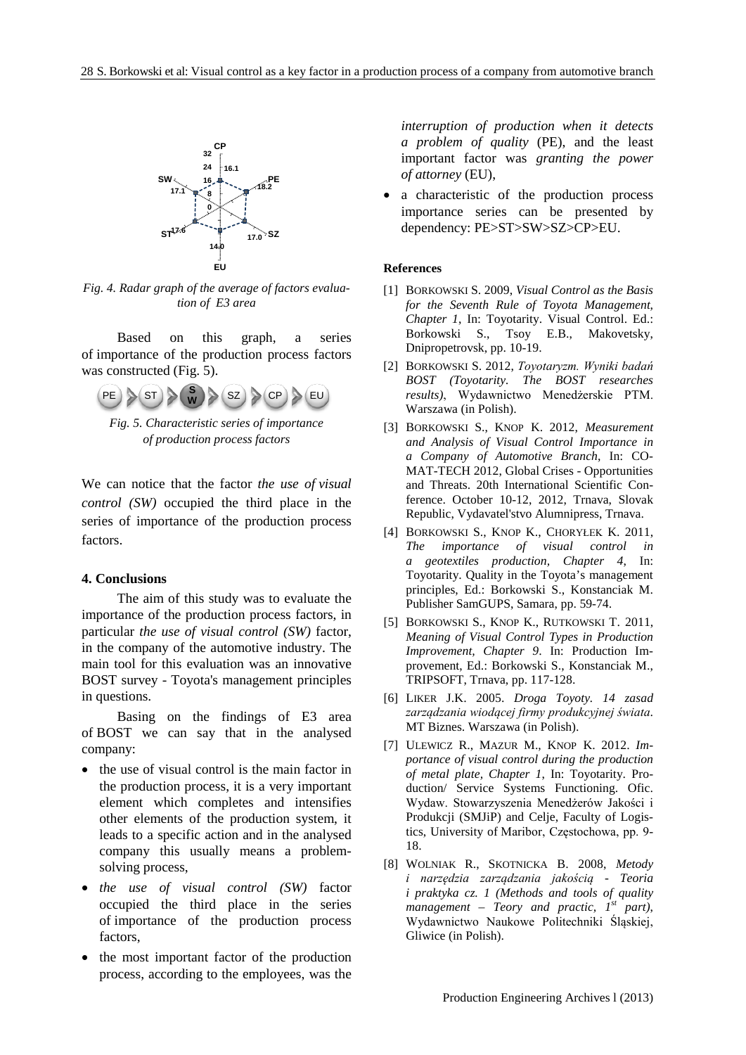CP
32
24
16.1
16
SW
PE
17.1
18.2
8
0
ST
17.6
17.0
SZ
14.0
EU

Fig. 4. Radar graph of the average of factors evaluation of E3 area

Based on this graph, a series of importance of the production process factors was constructed (Fig. 5).

PE ST SW SZ CP EU

Fig. 5. Characteristic series of importance of production process factors

We can notice that the factor *the use of visual control (SW)* occupied the third place in the series of importance of the production process factors.

## 4. Conclusions

The aim of this study was to evaluate the importance of the production process factors, in particular *the use of visual control (SW)* factor, in the company of the automotive industry. The main tool for this evaluation was an innovative BOST survey - Toyota's management principles in questions.

Basing on the findings of E3 area of BOST we can say that in the analysed company:

- the use of visual control is the main factor in the production process, it is a very important element which completes and intensifies other elements of the production system, it leads to a specific action and in the analysed company this usually means a problem-solving process,
- *the use of visual control (SW)* factor occupied the third place in the series of importance of the production process factors,
- the most important factor of the production process, according to the employees, was the *interruption of production when it detects a problem of quality* (PE), and the least important factor was *granting the power of attorney* (EU),
- a characteristic of the production process importance series can be presented by dependency: PE>ST>SW>SZ>CP>EU.

### References

[1] BORKOWSKI S. 2009, *Visual Control as the Basis for the Seventh Rule of Toyota Management, Chapter 1*, In: Toyotarity. Visual Control. Ed.: Borkowski S., Tsoy E.B., Makovetsky, Dnipropetrovsk, pp. 10-19.

[2] BORKOWSKI S. 2012, *Toyotaryzm. Wyniki badań BOST (Toyotarity. The BOST researches results)*, Wydawnictwo Menedżerskie PTM. Warszawa (in Polish).

[3] BORKOWSKI S., KNOP K. 2012, *Measurement and Analysis of Visual Control Importance in a Company of Automotive Branch*, In: CO-MAT-TECH 2012, Global Crises - Opportunities and Threats. 20th International Scientific Conference. October 10-12, 2012, Trnava, Slovak Republic, Vydavatel'stvo Alumnipress, Trnava.

[4] BORKOWSKI S., KNOP K., CHORYŁEK K. 2011, *The importance of visual control in a geotextiles production, Chapter 4*, In: Toyotarity. Quality in the Toyota's management principles, Ed.: Borkowski S., Konstanciak M. Publisher SamGUPS, Samara, pp. 59-74.

[5] BORKOWSKI S., KNOP K., RUTKOWSKI T. 2011, *Meaning of Visual Control Types in Production Improvement, Chapter 9*. In: Production Improvement, Ed.: Borkowski S., Konstanciak M., TRIPSOFT, Trnava, pp. 117-128.

[6] LIKER J.K. 2005. *Droga Toyoty. 14 zasad zarządzania wiodącej firmy produkcyjnej świata*. MT Biznes. Warszawa (in Polish).

[7] ULEWICZ R., MAZUR M., KNOP K. 2012. *Importance of visual control during the production of metal plate, Chapter 1*, In: Toyotarity. Production/ Service Systems Functioning. Ofic. Wydaw. Stowarzyszenia Menedżerów Jakości i Produkcji (SMJiP) and Celje, Faculty of Logistics, University of Maribor, Częstochowa, pp. 9-18.

[8] WOLNIAK R., SKOTNICKA B. 2008, *Metody i narzędzia zarządzania jakością - Teoria i praktyka cz. 1 (Methods and tools of quality management – Teory and practic, 1st part)*, Wydawnictwo Naukowe Politechniki Śląskiej, Gliwice (in Polish).